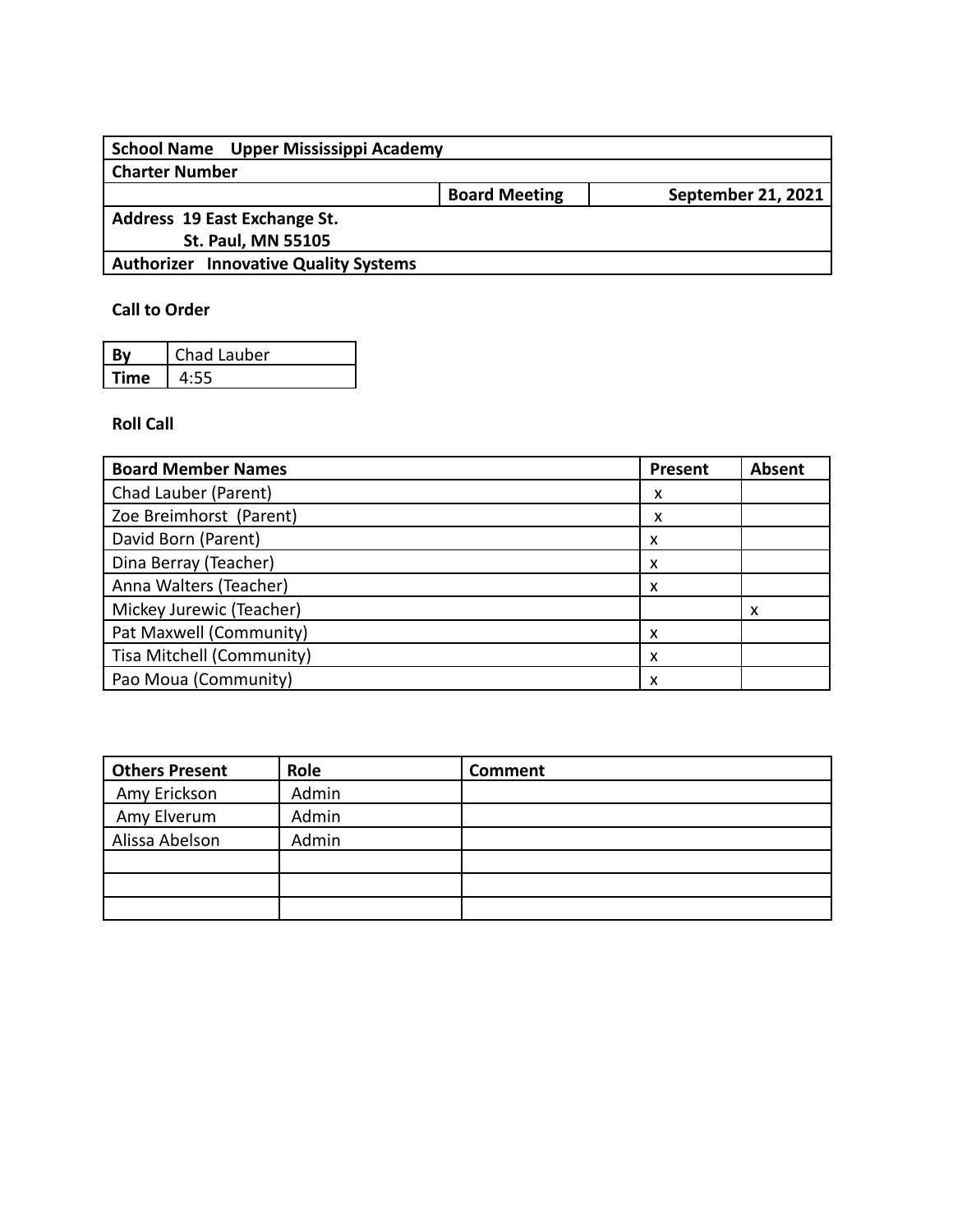| **School Name** Upper Mississippi Academy | | |
|---|---|---|
| **Charter Number** | | |
| | **Board Meeting** | **September 21, 2021** |
| **Address** 19 East Exchange St.<br>St. Paul, MN 55105 | | |
| **Authorizer** Innovative Quality Systems | | |

**Call to Order**

| **By** | Chad Lauber |
|---|---|
| **Time** | 4:55 |

**Roll Call**

| Board Member Names | Present | Absent |
|---|---|---|
| Chad Lauber (Parent) | x | |
| Zoe Breimhorst (Parent) | x | |
| David Born (Parent) | x | |
| Dina Berray (Teacher) | x | |
| Anna Walters (Teacher) | x | |
| Mickey Jurewic (Teacher) | | x |
| Pat Maxwell (Community) | x | |
| Tisa Mitchell (Community) | x | |
| Pao Moua (Community) | x | |

| Others Present | Role | Comment |
|---|---|---|
| Amy Erickson | Admin | |
| Amy Elverum | Admin | |
| Alissa Abelson | Admin | |
| | | |
| | | |
| | | |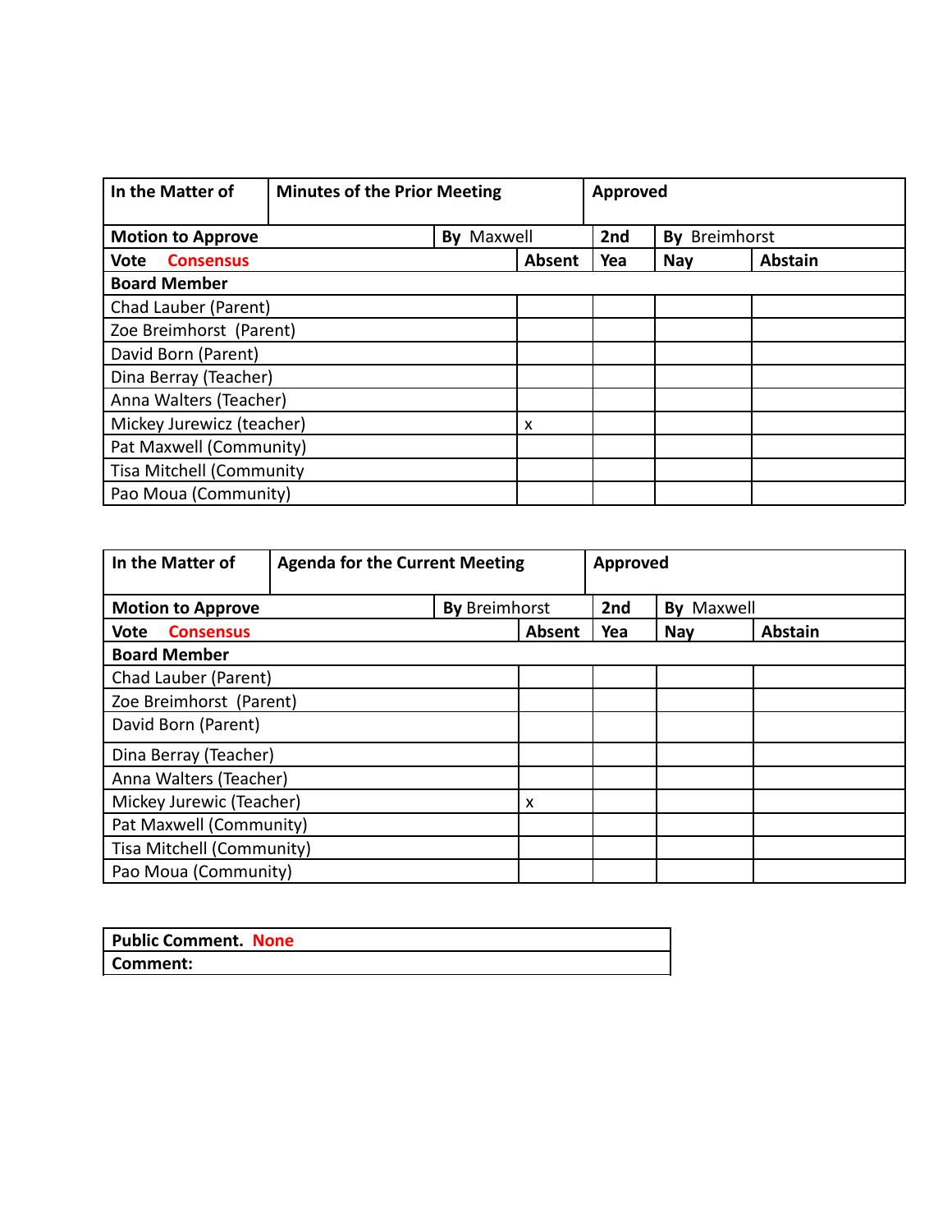| In the Matter of | Minutes of the Prior Meeting | | Approved | | |
|---|---|---|---|---|---|
| **Motion to Approve** | | **By** Maxwell | **2nd** | **By** Breimhorst | |
| **Vote** Consensus | | **Absent** | **Yea** | **Nay** | **Abstain** |
| **Board Member** | | | | | |
| Chad Lauber (Parent) | | | | | |
| Zoe Breimhorst (Parent) | | | | | |
| David Born (Parent) | | | | | |
| Dina Berray (Teacher) | | | | | |
| Anna Walters (Teacher) | | | | | |
| Mickey Jurewicz (teacher) | | x | | | |
| Pat Maxwell (Community) | | | | | |
| Tisa Mitchell (Community | | | | | |
| Pao Moua (Community) | | | | | |

| In the Matter of | Agenda for the Current Meeting | | Approved | | |
|---|---|---|---|---|---|
| **Motion to Approve** | | **By** Breimhorst | **2nd** | **By** Maxwell | |
| **Vote** Consensus | | **Absent** | **Yea** | **Nay** | **Abstain** |
| **Board Member** | | | | | |
| Chad Lauber (Parent) | | | | | |
| Zoe Breimhorst (Parent) | | | | | |
| David Born (Parent) | | | | | |
| Dina Berray (Teacher) | | | | | |
| Anna Walters (Teacher) | | | | | |
| Mickey Jurewic (Teacher) | | x | | | |
| Pat Maxwell (Community) | | | | | |
| Tisa Mitchell (Community) | | | | | |
| Pao Moua (Community) | | | | | |

| Public Comment. None |
|---|
| **Comment:** |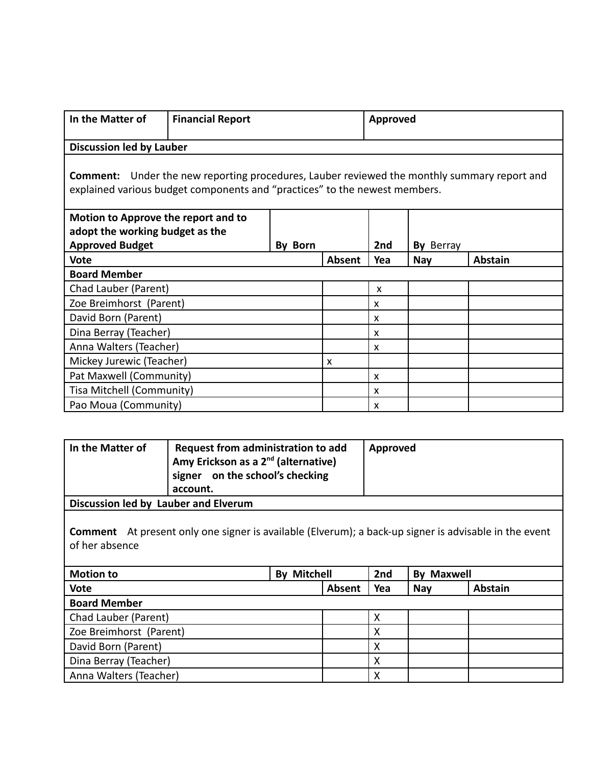| In the Matter of | Financial Report | | | Approved | |
|---|---|---|---|---|---|
| **Discussion led by Lauber** | | | | | |
| **Comment:** Under the new reporting procedures, Lauber reviewed the monthly summary report and explained various budget components and "practices" to the newest members. | | | | | |
| **Motion to Approve the report and to adopt the working budget as the Approved Budget** | **By** Born | | **2nd** | **By** Berray | |
| **Vote** | | **Absent** | **Yea** | **Nay** | **Abstain** |
| **Board Member** | | | | | |
| Chad Lauber (Parent) | | | x | | |
| Zoe Breimhorst (Parent) | | | x | | |
| David Born (Parent) | | | x | | |
| Dina Berray (Teacher) | | | x | | |
| Anna Walters (Teacher) | | | x | | |
| Mickey Jurewic (Teacher) | | x | | | |
| Pat Maxwell (Community) | | | x | | |
| Tisa Mitchell (Community) | | | x | | |
| Pao Moua (Community) | | | x | | |

| In the Matter of | Request from administration to add Amy Erickson as a 2nd (alternative) signer on the school's checking account. | | | Approved | |
|---|---|---|---|---|---|
| **Discussion led by Lauber and Elverum** | | | | | |
| **Comment** At present only one signer is available (Elverum); a back-up signer is advisable in the event of her absence | | | | | |
| **Motion to** | **By Mitchell** | | **2nd** | **By Maxwell** | |
| **Vote** | | **Absent** | **Yea** | **Nay** | **Abstain** |
| **Board Member** | | | | | |
| Chad Lauber (Parent) | | | X | | |
| Zoe Breimhorst (Parent) | | | X | | |
| David Born (Parent) | | | X | | |
| Dina Berray (Teacher) | | | X | | |
| Anna Walters (Teacher) | | | X | | |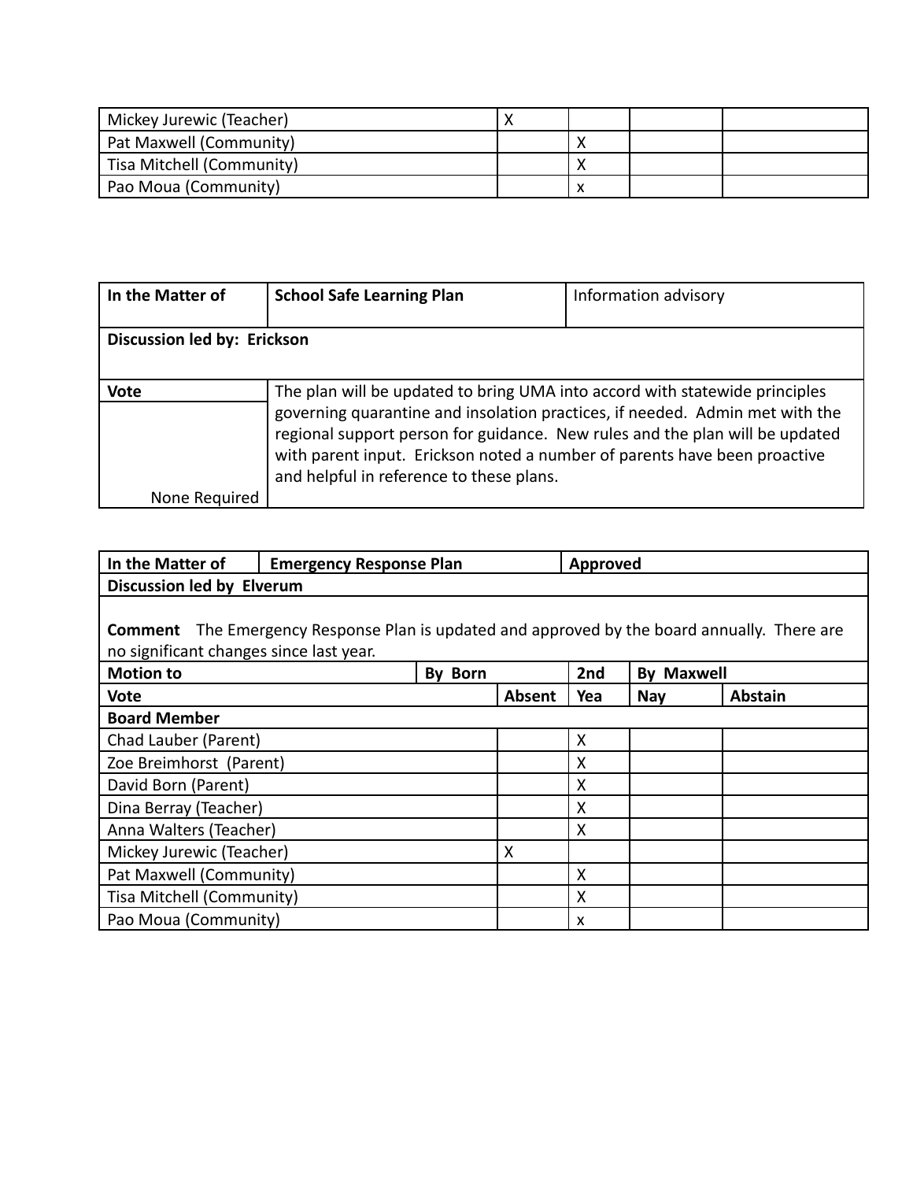| | | | | |
|---|---|---|---|---|
| Mickey Jurewic (Teacher) | X | | | |
| Pat Maxwell (Community) | | X | | |
| Tisa Mitchell (Community) | | X | | |
| Pao Moua (Community) | | x | | |

| In the Matter of | School Safe Learning Plan | Information advisory |
|---|---|---|
| **Discussion led by: Erickson** | | |
| **Vote** | The plan will be updated to bring UMA into accord with statewide principles governing quarantine and insolation practices, if needed. Admin met with the regional support person for guidance. New rules and the plan will be updated with parent input. Erickson noted a number of parents have been proactive and helpful in reference to these plans. | |
| None Required | | |

| In the Matter of | Emergency Response Plan | | Approved | | |
|---|---|---|---|---|---|
| **Discussion led by Elverum** | | | | | |
| **Comment** The Emergency Response Plan is updated and approved by the board annually. There are no significant changes since last year. | | | | | |
| **Motion to** | **By Born** | | **2nd** | **By Maxwell** | |
| **Vote** | | **Absent** | **Yea** | **Nay** | **Abstain** |
| **Board Member** | | | | | |
| Chad Lauber (Parent) | | | X | | |
| Zoe Breimhorst (Parent) | | | X | | |
| David Born (Parent) | | | X | | |
| Dina Berray (Teacher) | | | X | | |
| Anna Walters (Teacher) | | | X | | |
| Mickey Jurewic (Teacher) | | X | | | |
| Pat Maxwell (Community) | | | X | | |
| Tisa Mitchell (Community) | | | X | | |
| Pao Moua (Community) | | | x | | |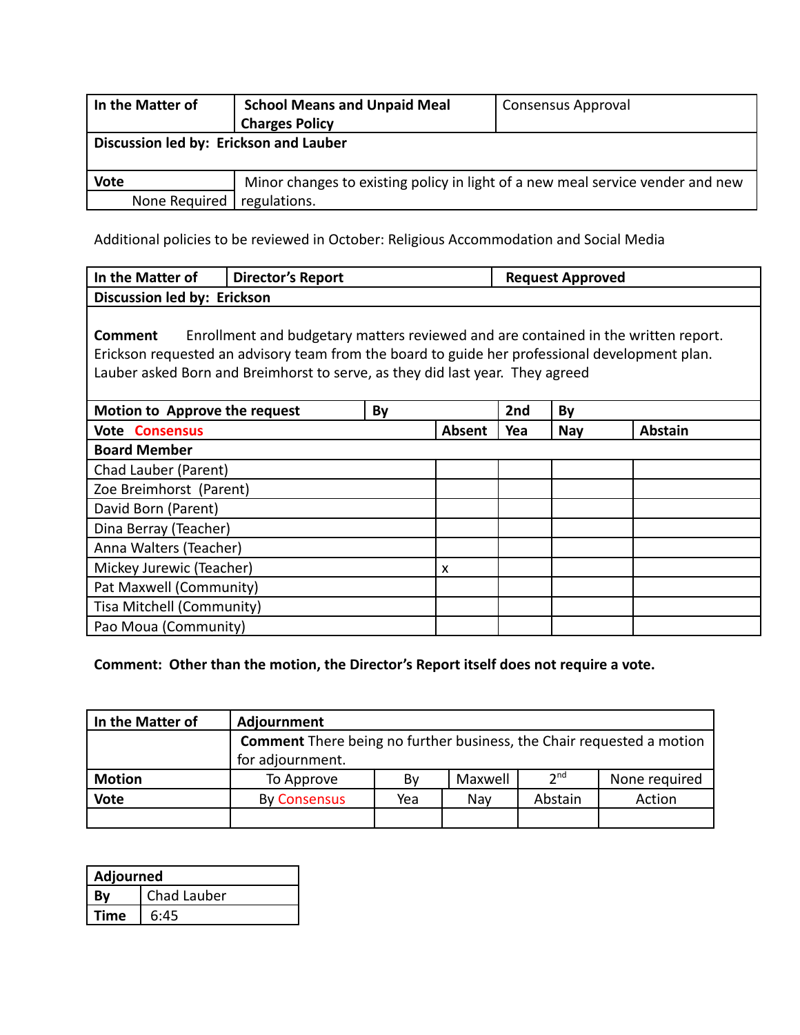| In the Matter of | School Means and Unpaid Meal Charges Policy | Consensus Approval |
|---|---|---|
| **Discussion led by: Erickson and Lauber** | | |
| **Vote** None Required | Minor changes to existing policy in light of a new meal service vender and new regulations. | |

Additional policies to be reviewed in October: Religious Accommodation and Social Media

| In the Matter of | Director's Report | | | Request Approved | |
|---|---|---|---|---|---|
| **Discussion led by: Erickson** | | | | | |
| **Comment** Enrollment and budgetary matters reviewed and are contained in the written report. Erickson requested an advisory team from the board to guide her professional development plan. Lauber asked Born and Breimhorst to serve, as they did last year. They agreed | | | | | |
| **Motion to Approve the request** | **By** | | **2nd** | **By** | |
| **Vote Consensus** | | **Absent** | **Yea** | **Nay** | **Abstain** |
| **Board Member** | | | | | |
| Chad Lauber (Parent) | | | | | |
| Zoe Breimhorst (Parent) | | | | | |
| David Born (Parent) | | | | | |
| Dina Berray (Teacher) | | | | | |
| Anna Walters (Teacher) | | | | | |
| Mickey Jurewic (Teacher) | | x | | | |
| Pat Maxwell (Community) | | | | | |
| Tisa Mitchell (Community) | | | | | |
| Pao Moua (Community) | | | | | |

**Comment: Other than the motion, the Director's Report itself does not require a vote.**

| In the Matter of | Adjournment | | | | |
|---|---|---|---|---|---|
| | **Comment** There being no further business, the Chair requested a motion for adjournment. | | | | |
| **Motion** | To Approve | By | Maxwell | 2nd | None required |
| **Vote** | By Consensus | Yea | Nay | Abstain | Action |
| | | | | | |

| Adjourned | |
|---|---|
| **By** | Chad Lauber |
| **Time** | 6:45 |